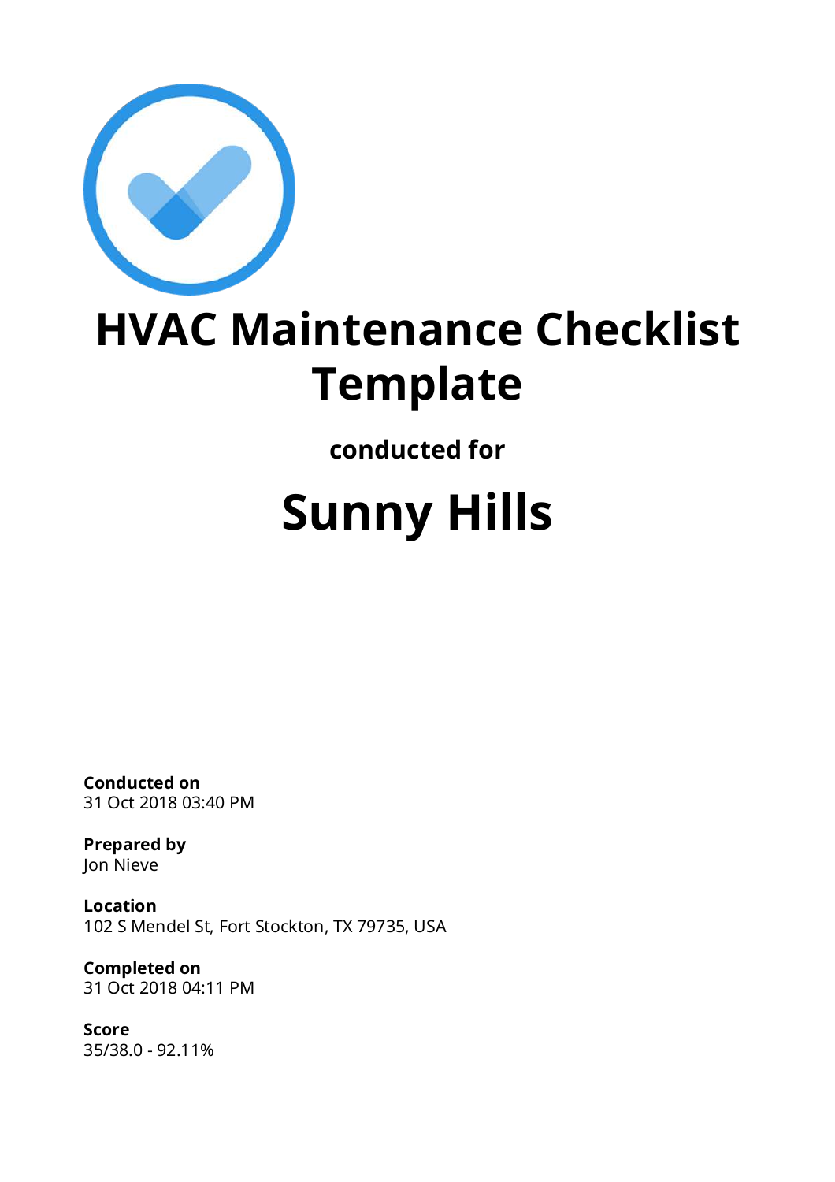# HVAC Maintenance Checklist Template

**conducted for**

# Sunny Hills

**Conducted on**
31 Oct 2018 03:40 PM

**Prepared by**
Jon Nieve

**Location**
102 S Mendel St, Fort Stockton, TX 79735, USA

**Completed on**
31 Oct 2018 04:11 PM

**Score**
35/38.0 - 92.11%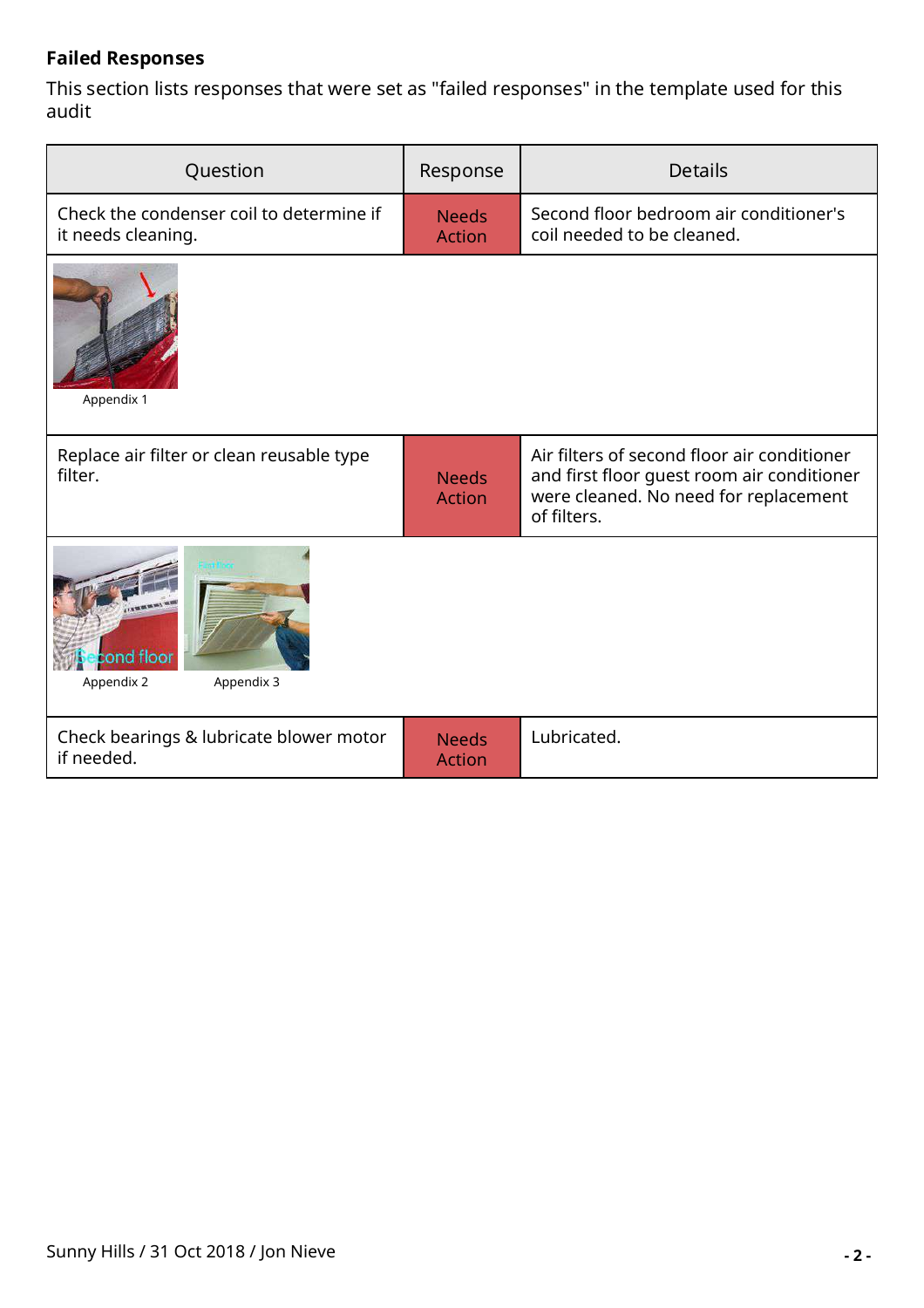## Failed Responses

This section lists responses that were set as "failed responses" in the template used for this audit

| Question | Response | Details |
| --- | --- | --- |
| Check the condenser coil to determine if it needs cleaning. | Needs Action | Second floor bedroom air conditioner's coil needed to be cleaned. |
| Appendix 1 | | |
| Replace air filter or clean reusable type filter. | Needs Action | Air filters of second floor air conditioner and first floor guest room air conditioner were cleaned. No need for replacement of filters. |
| Appendix 2 Appendix 3 | | |
| Check bearings & lubricate blower motor if needed. | Needs Action | Lubricated. |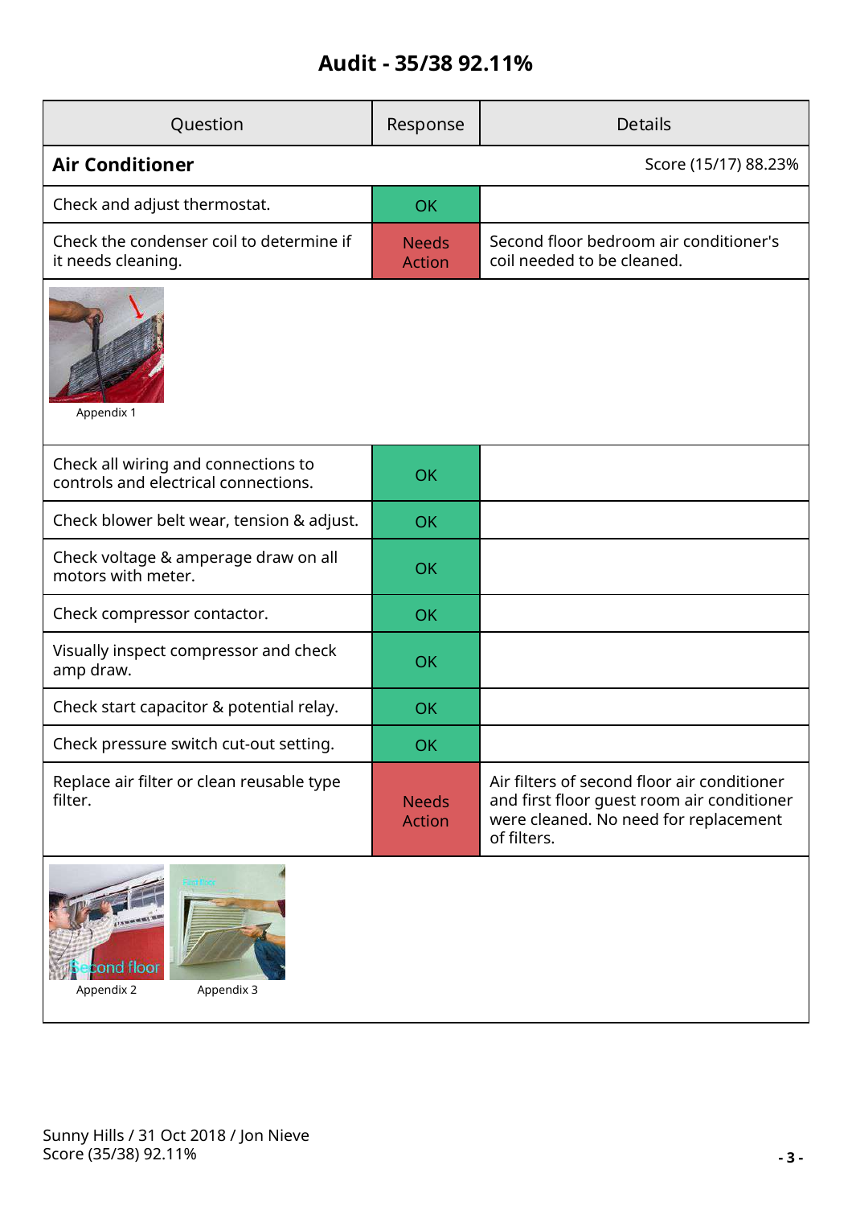# Audit - 35/38 92.11%

| Question | Response | Details |
|---|---|---|
| **Air Conditioner** | | Score (15/17) 88.23% |
| Check and adjust thermostat. | OK | |
| Check the condenser coil to determine if it needs cleaning. | Needs Action | Second floor bedroom air conditioner's coil needed to be cleaned. |
| Appendix 1 | | |
| Check all wiring and connections to controls and electrical connections. | OK | |
| Check blower belt wear, tension & adjust. | OK | |
| Check voltage & amperage draw on all motors with meter. | OK | |
| Check compressor contactor. | OK | |
| Visually inspect compressor and check amp draw. | OK | |
| Check start capacitor & potential relay. | OK | |
| Check pressure switch cut-out setting. | OK | |
| Replace air filter or clean reusable type filter. | Needs Action | Air filters of second floor air conditioner and first floor guest room air conditioner were cleaned. No need for replacement of filters. |
| Appendix 2 Appendix 3 | | |

Sunny Hills / 31 Oct 2018 / Jon Nieve
Score (35/38) 92.11%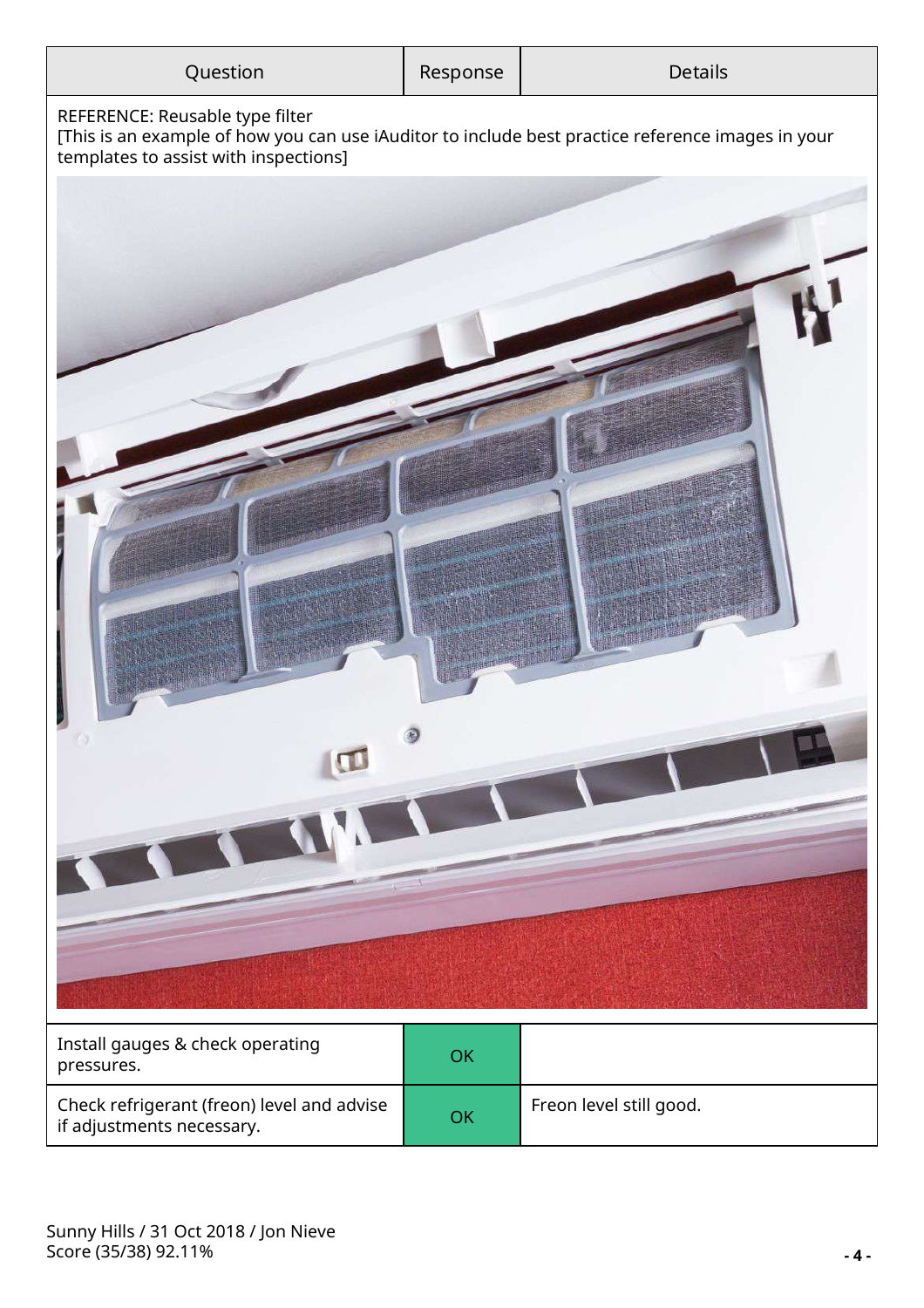| Question | Response | Details |
| --- | --- | --- |
| REFERENCE: Reusable type filter<br>[This is an example of how you can use iAuditor to include best practice reference images in your templates to assist with inspections] | | |
| Install gauges & check operating pressures. | OK | |
| Check refrigerant (freon) level and advise if adjustments necessary. | OK | Freon level still good. |

Sunny Hills / 31 Oct 2018 / Jon Nieve
Score (35/38) 92.11%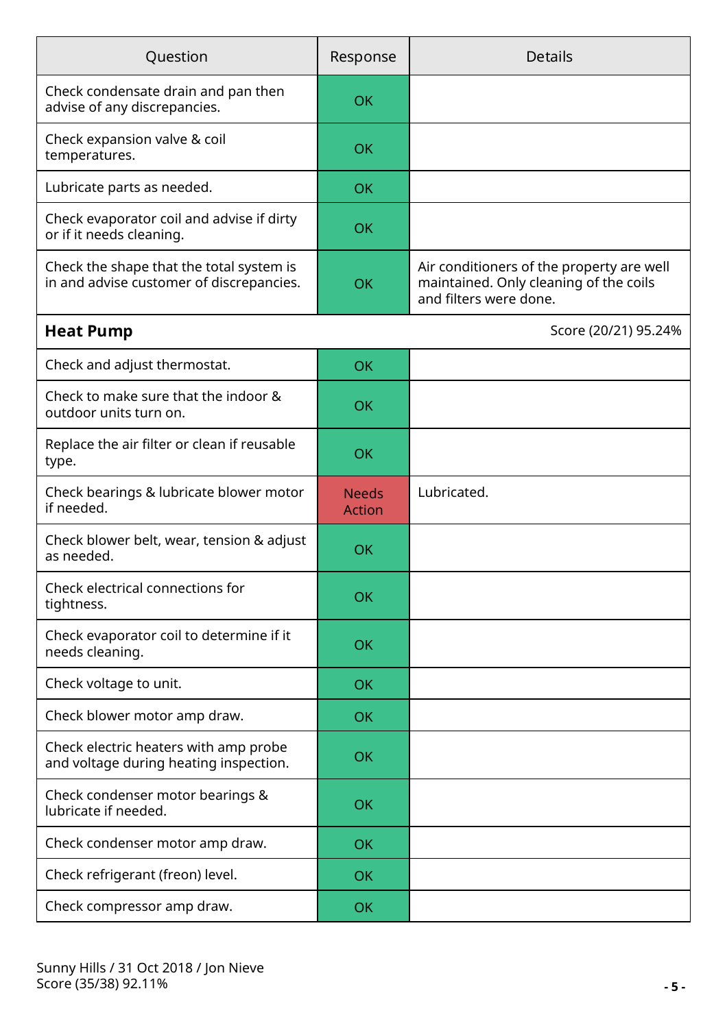| Question | Response | Details |
| --- | --- | --- |
| Check condensate drain and pan then advise of any discrepancies. | OK | |
| Check expansion valve & coil temperatures. | OK | |
| Lubricate parts as needed. | OK | |
| Check evaporator coil and advise if dirty or if it needs cleaning. | OK | |
| Check the shape that the total system is in and advise customer of discrepancies. | OK | Air conditioners of the property are well maintained. Only cleaning of the coils and filters were done. |

## Heat Pump

Score (20/21) 95.24%

| Question | Response | Details |
| --- | --- | --- |
| Check and adjust thermostat. | OK | |
| Check to make sure that the indoor & outdoor units turn on. | OK | |
| Replace the air filter or clean if reusable type. | OK | |
| Check bearings & lubricate blower motor if needed. | Needs Action | Lubricated. |
| Check blower belt, wear, tension & adjust as needed. | OK | |
| Check electrical connections for tightness. | OK | |
| Check evaporator coil to determine if it needs cleaning. | OK | |
| Check voltage to unit. | OK | |
| Check blower motor amp draw. | OK | |
| Check electric heaters with amp probe and voltage during heating inspection. | OK | |
| Check condenser motor bearings & lubricate if needed. | OK | |
| Check condenser motor amp draw. | OK | |
| Check refrigerant (freon) level. | OK | |
| Check compressor amp draw. | OK | |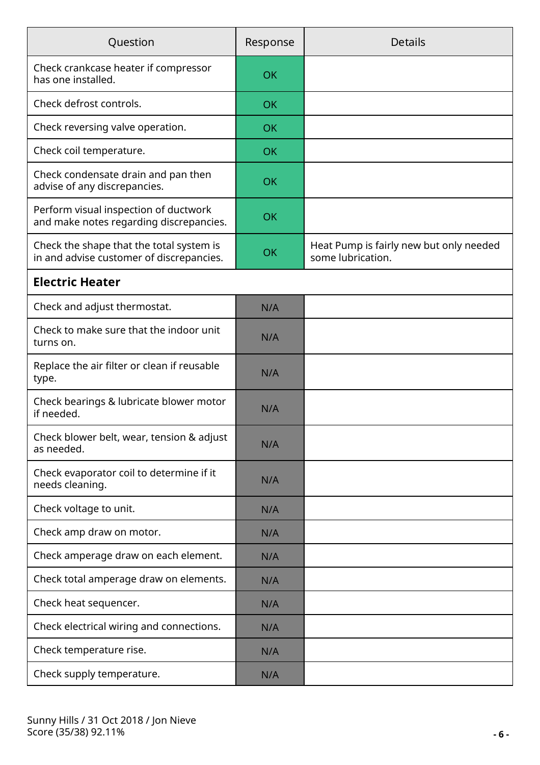| Question | Response | Details |
|---|---|---|
| Check crankcase heater if compressor has one installed. | OK | |
| Check defrost controls. | OK | |
| Check reversing valve operation. | OK | |
| Check coil temperature. | OK | |
| Check condensate drain and pan then advise of any discrepancies. | OK | |
| Perform visual inspection of ductwork and make notes regarding discrepancies. | OK | |
| Check the shape that the total system is in and advise customer of discrepancies. | OK | Heat Pump is fairly new but only needed some lubrication. |
| **Electric Heater** | | |
| Check and adjust thermostat. | N/A | |
| Check to make sure that the indoor unit turns on. | N/A | |
| Replace the air filter or clean if reusable type. | N/A | |
| Check bearings & lubricate blower motor if needed. | N/A | |
| Check blower belt, wear, tension & adjust as needed. | N/A | |
| Check evaporator coil to determine if it needs cleaning. | N/A | |
| Check voltage to unit. | N/A | |
| Check amp draw on motor. | N/A | |
| Check amperage draw on each element. | N/A | |
| Check total amperage draw on elements. | N/A | |
| Check heat sequencer. | N/A | |
| Check electrical wiring and connections. | N/A | |
| Check temperature rise. | N/A | |
| Check supply temperature. | N/A | |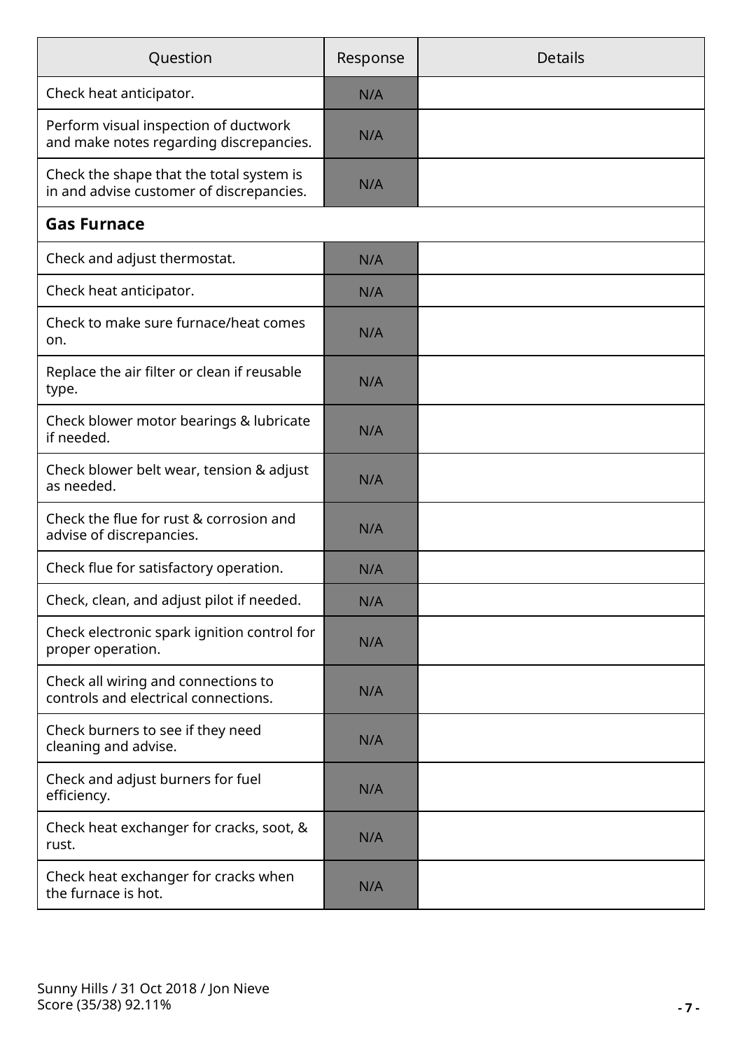| Question | Response | Details |
|---|---|---|
| Check heat anticipator. | N/A | |
| Perform visual inspection of ductwork and make notes regarding discrepancies. | N/A | |
| Check the shape that the total system is in and advise customer of discrepancies. | N/A | |
| **Gas Furnace** | | |
| Check and adjust thermostat. | N/A | |
| Check heat anticipator. | N/A | |
| Check to make sure furnace/heat comes on. | N/A | |
| Replace the air filter or clean if reusable type. | N/A | |
| Check blower motor bearings & lubricate if needed. | N/A | |
| Check blower belt wear, tension & adjust as needed. | N/A | |
| Check the flue for rust & corrosion and advise of discrepancies. | N/A | |
| Check flue for satisfactory operation. | N/A | |
| Check, clean, and adjust pilot if needed. | N/A | |
| Check electronic spark ignition control for proper operation. | N/A | |
| Check all wiring and connections to controls and electrical connections. | N/A | |
| Check burners to see if they need cleaning and advise. | N/A | |
| Check and adjust burners for fuel efficiency. | N/A | |
| Check heat exchanger for cracks, soot, & rust. | N/A | |
| Check heat exchanger for cracks when the furnace is hot. | N/A | |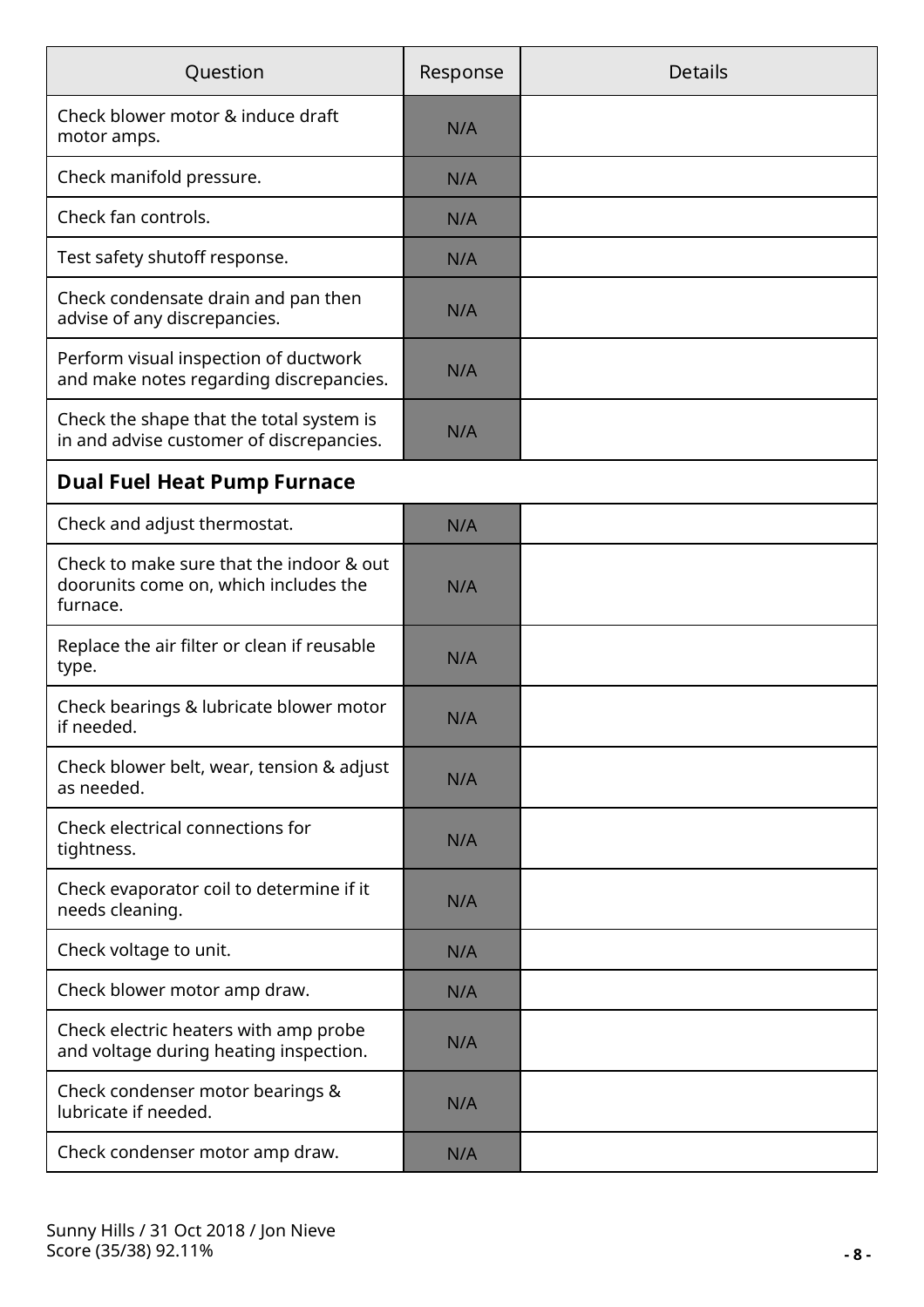| Question | Response | Details |
| --- | --- | --- |
| Check blower motor & induce draft motor amps. | N/A | |
| Check manifold pressure. | N/A | |
| Check fan controls. | N/A | |
| Test safety shutoff response. | N/A | |
| Check condensate drain and pan then advise of any discrepancies. | N/A | |
| Perform visual inspection of ductwork and make notes regarding discrepancies. | N/A | |
| Check the shape that the total system is in and advise customer of discrepancies. | N/A | |
| **Dual Fuel Heat Pump Furnace** | | |
| Check and adjust thermostat. | N/A | |
| Check to make sure that the indoor & out doorunits come on, which includes the furnace. | N/A | |
| Replace the air filter or clean if reusable type. | N/A | |
| Check bearings & lubricate blower motor if needed. | N/A | |
| Check blower belt, wear, tension & adjust as needed. | N/A | |
| Check electrical connections for tightness. | N/A | |
| Check evaporator coil to determine if it needs cleaning. | N/A | |
| Check voltage to unit. | N/A | |
| Check blower motor amp draw. | N/A | |
| Check electric heaters with amp probe and voltage during heating inspection. | N/A | |
| Check condenser motor bearings & lubricate if needed. | N/A | |
| Check condenser motor amp draw. | N/A | |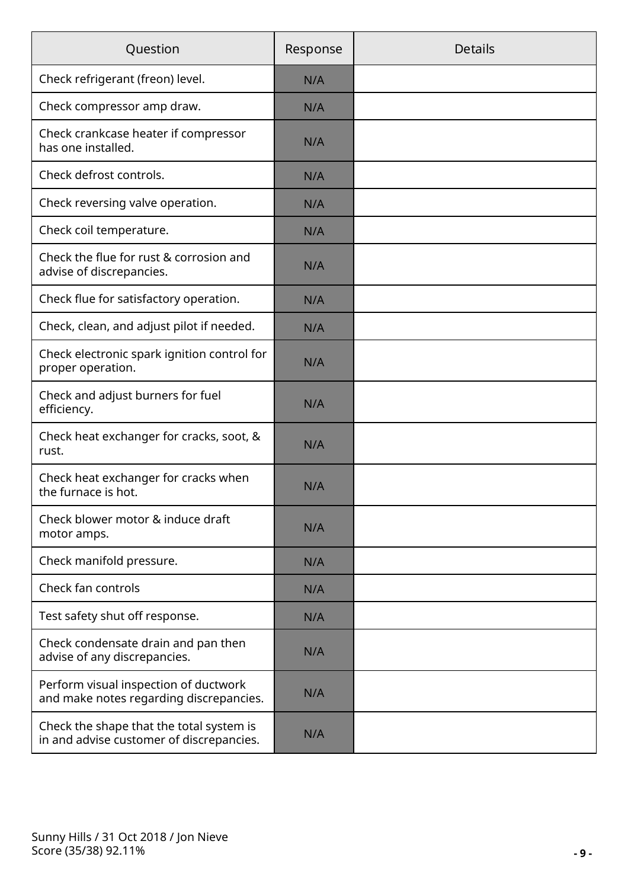| Question | Response | Details |
| --- | --- | --- |
| Check refrigerant (freon) level. | N/A | |
| Check compressor amp draw. | N/A | |
| Check crankcase heater if compressor has one installed. | N/A | |
| Check defrost controls. | N/A | |
| Check reversing valve operation. | N/A | |
| Check coil temperature. | N/A | |
| Check the flue for rust & corrosion and advise of discrepancies. | N/A | |
| Check flue for satisfactory operation. | N/A | |
| Check, clean, and adjust pilot if needed. | N/A | |
| Check electronic spark ignition control for proper operation. | N/A | |
| Check and adjust burners for fuel efficiency. | N/A | |
| Check heat exchanger for cracks, soot, & rust. | N/A | |
| Check heat exchanger for cracks when the furnace is hot. | N/A | |
| Check blower motor & induce draft motor amps. | N/A | |
| Check manifold pressure. | N/A | |
| Check fan controls | N/A | |
| Test safety shut off response. | N/A | |
| Check condensate drain and pan then advise of any discrepancies. | N/A | |
| Perform visual inspection of ductwork and make notes regarding discrepancies. | N/A | |
| Check the shape that the total system is in and advise customer of discrepancies. | N/A | |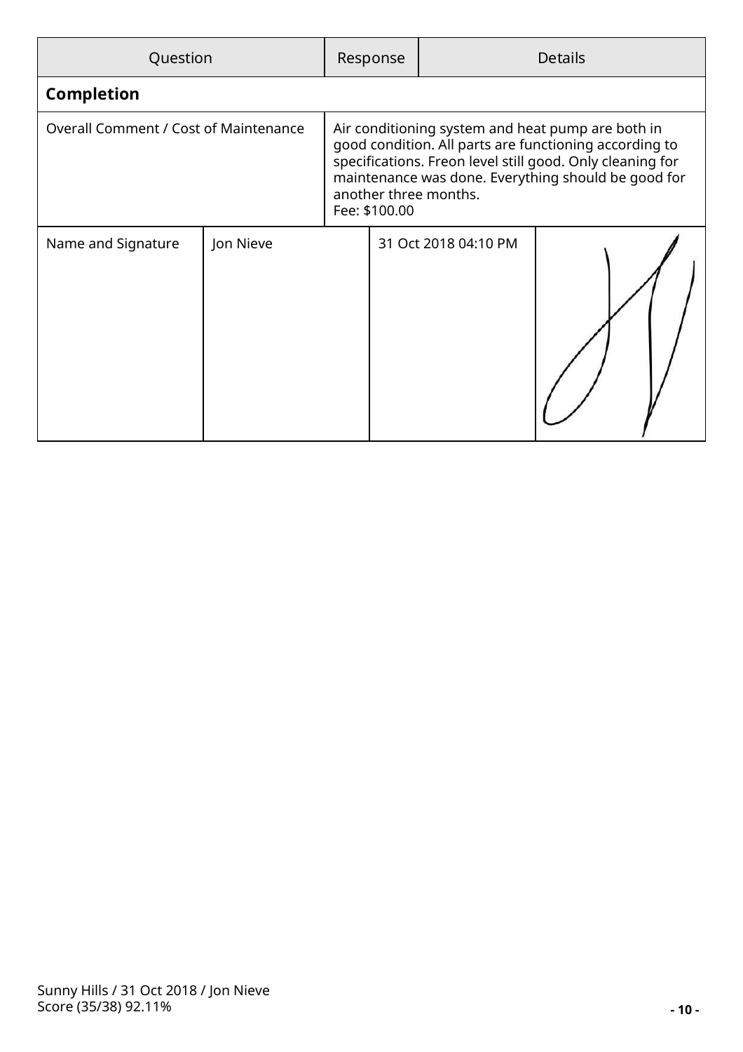| Question | Response | Details |
| --- | --- | --- |
| **Completion** | | |
| Overall Comment / Cost of Maintenance | Air conditioning system and heat pump are both in good condition. All parts are functioning according to specifications. Freon level still good. Only cleaning for maintenance was done. Everything should be good for another three months.<br>Fee: $100.00 | |

| Name and Signature | Jon Nieve | 31 Oct 2018 04:10 PM | |
| --- | --- | --- | --- |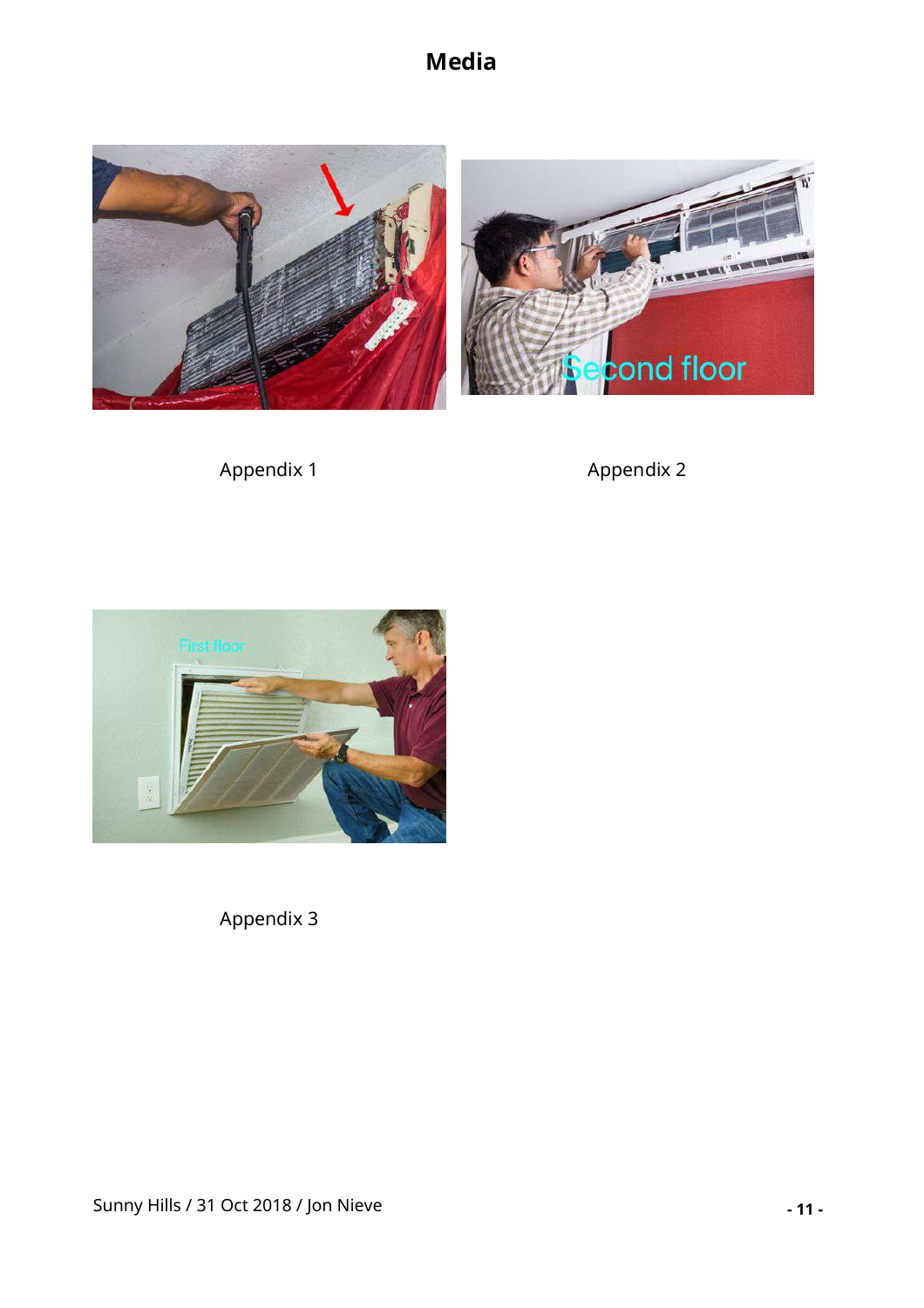# Media

Appendix 1

Appendix 2

Appendix 3